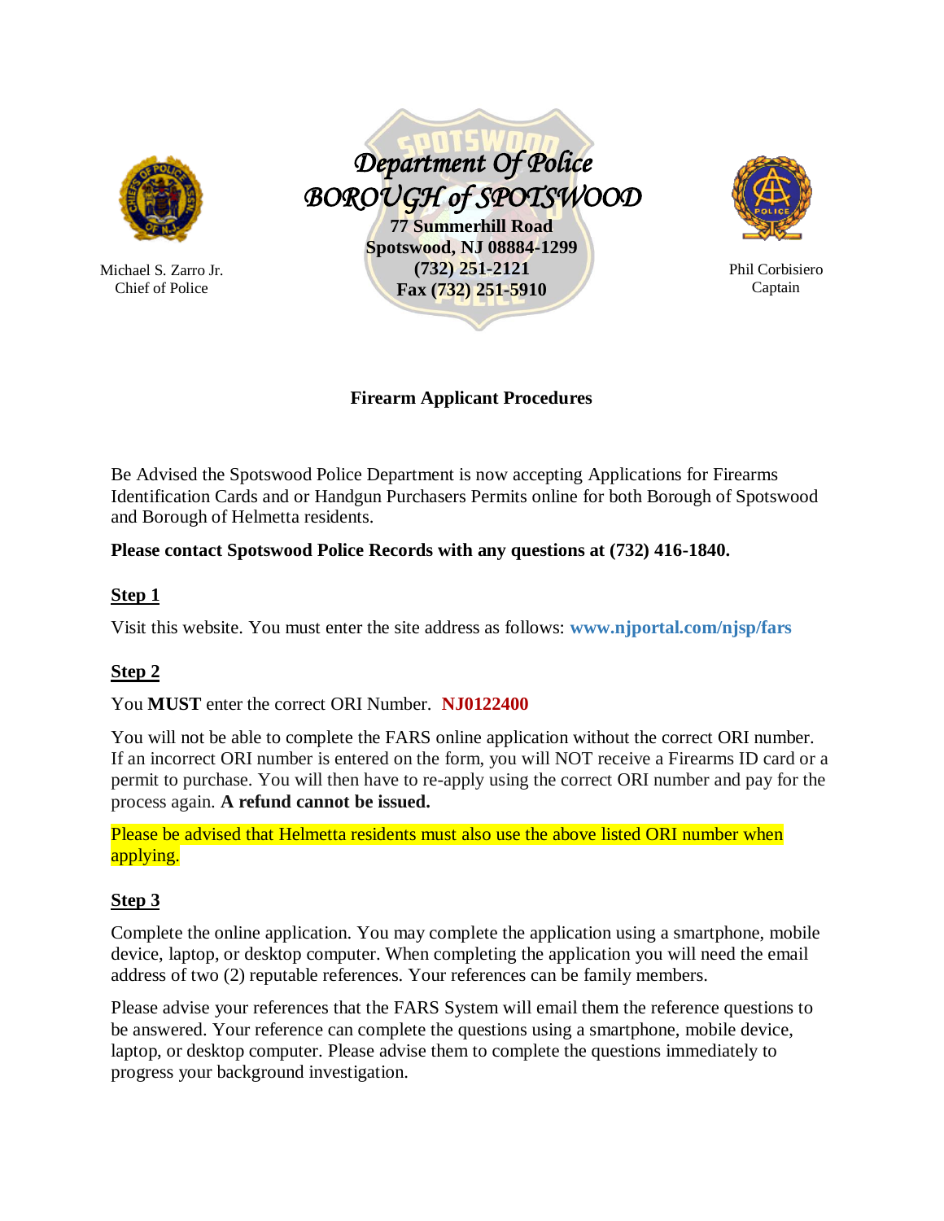Michael S. Zarro Jr.
Chief of Police

# Department Of Police
# BOROUGH of SPOTSWOOD

**77 Summerhill Road**
**Spotswood, NJ 08884-1299**
**(732) 251-2121**
**Fax (732) 251-5910**

Phil Corbisiero
Captain

## Firearm Applicant Procedures

Be Advised the Spotswood Police Department is now accepting Applications for Firearms Identification Cards and or Handgun Purchasers Permits online for both Borough of Spotswood and Borough of Helmetta residents.

**Please contact Spotswood Police Records with any questions at (732) 416-1840.**

### Step 1

Visit this website. You must enter the site address as follows: **www.njportal.com/njsp/fars**

### Step 2

You **MUST** enter the correct ORI Number. **NJ0122400**

You will not be able to complete the FARS online application without the correct ORI number. If an incorrect ORI number is entered on the form, you will NOT receive a Firearms ID card or a permit to purchase. You will then have to re-apply using the correct ORI number and pay for the process again. **A refund cannot be issued.**

Please be advised that Helmetta residents must also use the above listed ORI number when applying.

### Step 3

Complete the online application. You may complete the application using a smartphone, mobile device, laptop, or desktop computer. When completing the application you will need the email address of two (2) reputable references. Your references can be family members.

Please advise your references that the FARS System will email them the reference questions to be answered. Your reference can complete the questions using a smartphone, mobile device, laptop, or desktop computer. Please advise them to complete the questions immediately to progress your background investigation.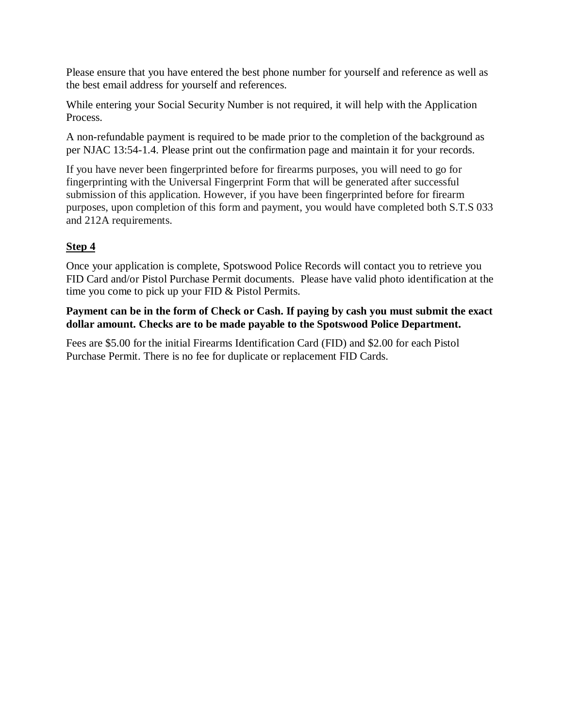Please ensure that you have entered the best phone number for yourself and reference as well as the best email address for yourself and references.

While entering your Social Security Number is not required, it will help with the Application Process.

A non-refundable payment is required to be made prior to the completion of the background as per NJAC 13:54-1.4. Please print out the confirmation page and maintain it for your records.

If you have never been fingerprinted before for firearms purposes, you will need to go for fingerprinting with the Universal Fingerprint Form that will be generated after successful submission of this application. However, if you have been fingerprinted before for firearm purposes, upon completion of this form and payment, you would have completed both S.T.S 033 and 212A requirements.

**<u>Step 4</u>**

Once your application is complete, Spotswood Police Records will contact you to retrieve you FID Card and/or Pistol Purchase Permit documents. Please have valid photo identification at the time you come to pick up your FID & Pistol Permits.

**Payment can be in the form of Check or Cash. If paying by cash you must submit the exact dollar amount. Checks are to be made payable to the Spotswood Police Department.**

Fees are $5.00 for the initial Firearms Identification Card (FID) and $2.00 for each Pistol Purchase Permit. There is no fee for duplicate or replacement FID Cards.